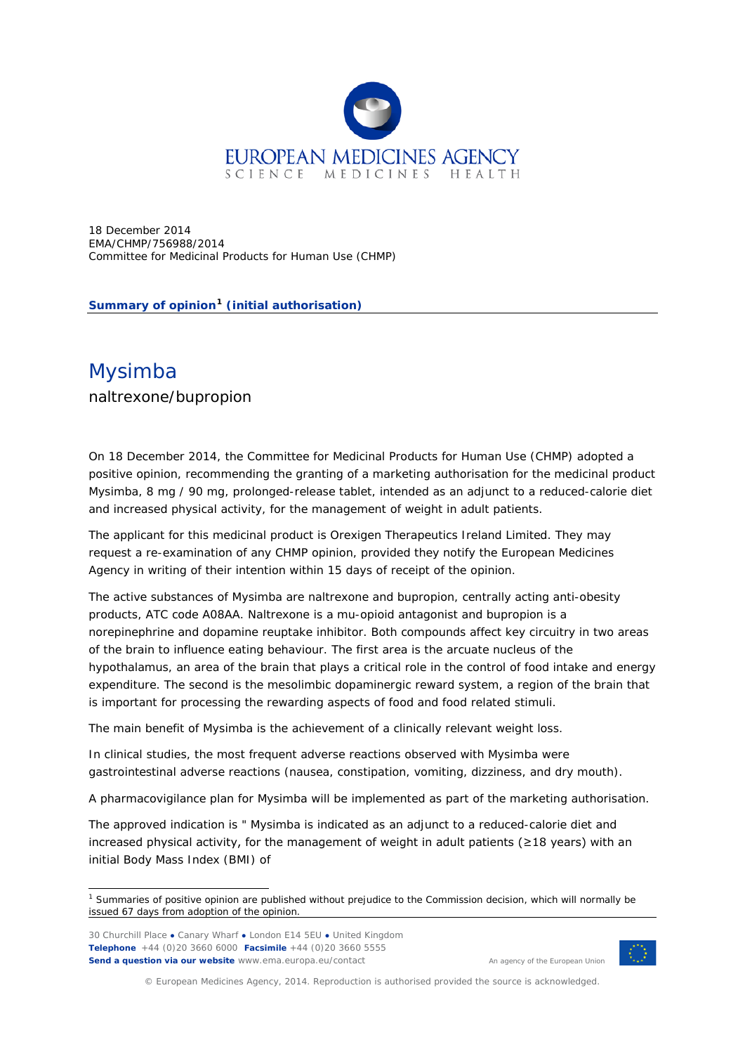EUROPEAN MEDICINES AGENCY
SCIENCE MEDICINES HEALTH

18 December 2014
EMA/CHMP/756988/2014
Committee for Medicinal Products for Human Use (CHMP)

**Summary of opinion[1] (initial authorisation)**

# Mysimba

naltrexone/bupropion

On 18 December 2014, the Committee for Medicinal Products for Human Use (CHMP) adopted a positive opinion, recommending the granting of a marketing authorisation for the medicinal product Mysimba, 8 mg / 90 mg, prolonged-release tablet, intended as an adjunct to a reduced-calorie diet and increased physical activity, for the management of weight in adult patients.

The applicant for this medicinal product is Orexigen Therapeutics Ireland Limited. They may request a re-examination of any CHMP opinion, provided they notify the European Medicines Agency in writing of their intention within 15 days of receipt of the opinion.

The active substances of Mysimba are naltrexone and bupropion, centrally acting anti-obesity products, ATC code A08AA. Naltrexone is a mu-opioid antagonist and bupropion is a norepinephrine and dopamine reuptake inhibitor. Both compounds affect key circuitry in two areas of the brain to influence eating behaviour. The first area is the arcuate nucleus of the hypothalamus, an area of the brain that plays a critical role in the control of food intake and energy expenditure. The second is the mesolimbic dopaminergic reward system, a region of the brain that is important for processing the rewarding aspects of food and food related stimuli.

The main benefit of Mysimba is the achievement of a clinically relevant weight loss.

In clinical studies, the most frequent adverse reactions observed with Mysimba were gastrointestinal adverse reactions (nausea, constipation, vomiting, dizziness, and dry mouth).

A pharmacovigilance plan for Mysimba will be implemented as part of the marketing authorisation.

The approved indication is " Mysimba is indicated as an adjunct to a reduced-calorie diet and increased physical activity, for the management of weight in adult patients (≥18 years) with an initial Body Mass Index (BMI) of

[1] Summaries of positive opinion are published without prejudice to the Commission decision, which will normally be issued 67 days from adoption of the opinion.

30 Churchill Place ● Canary Wharf ● London E14 5EU ● United Kingdom
**Telephone** +44 (0)20 3660 6000 **Facsimile** +44 (0)20 3660 5555
**Send a question via our website** www.ema.europa.eu/contact

An agency of the European Union

© European Medicines Agency, 2014. Reproduction is authorised provided the source is acknowledged.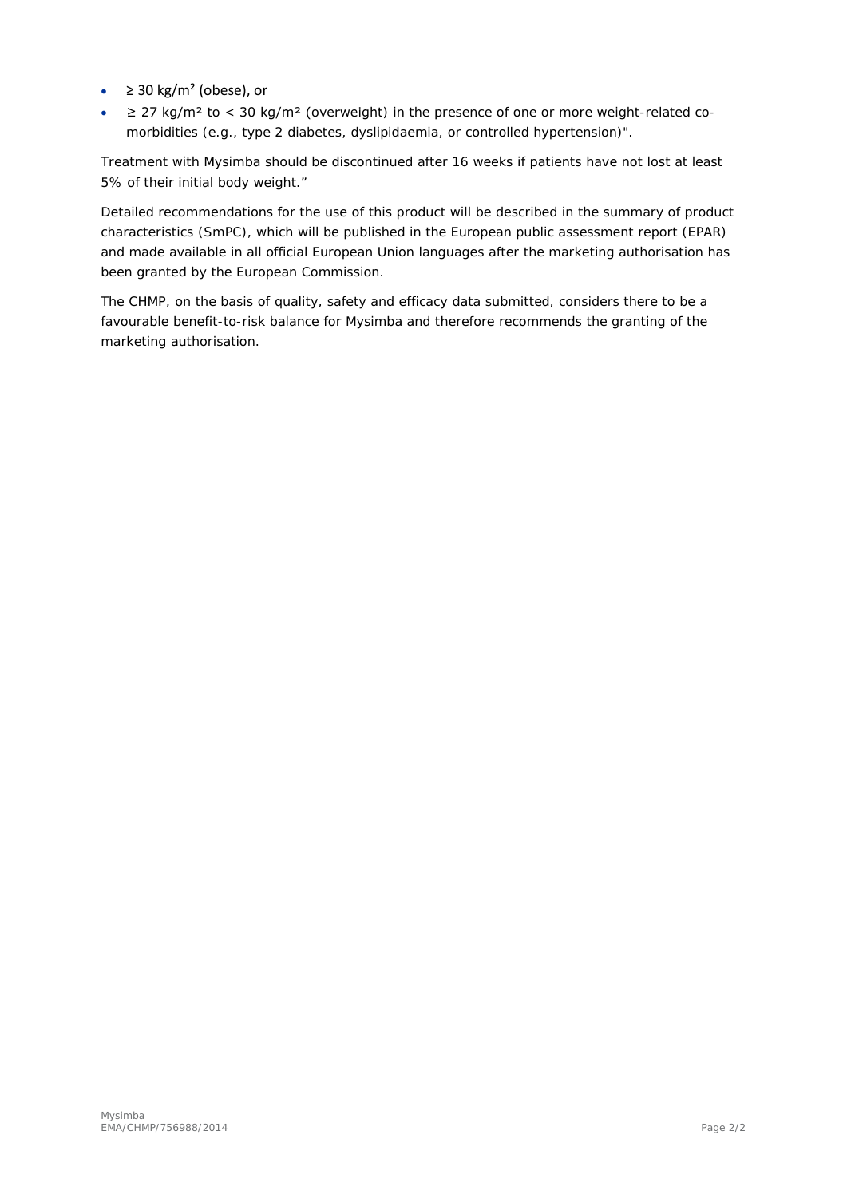- ≥ 30 kg/m² (obese), or
- ≥ 27 kg/m² to < 30 kg/m² (overweight) in the presence of one or more weight-related co-morbidities (e.g., type 2 diabetes, dyslipidaemia, or controlled hypertension)".

Treatment with Mysimba should be discontinued after 16 weeks if patients have not lost at least 5% of their initial body weight."

Detailed recommendations for the use of this product will be described in the summary of product characteristics (SmPC), which will be published in the European public assessment report (EPAR) and made available in all official European Union languages after the marketing authorisation has been granted by the European Commission.

The CHMP, on the basis of quality, safety and efficacy data submitted, considers there to be a favourable benefit-to-risk balance for Mysimba and therefore recommends the granting of the marketing authorisation.